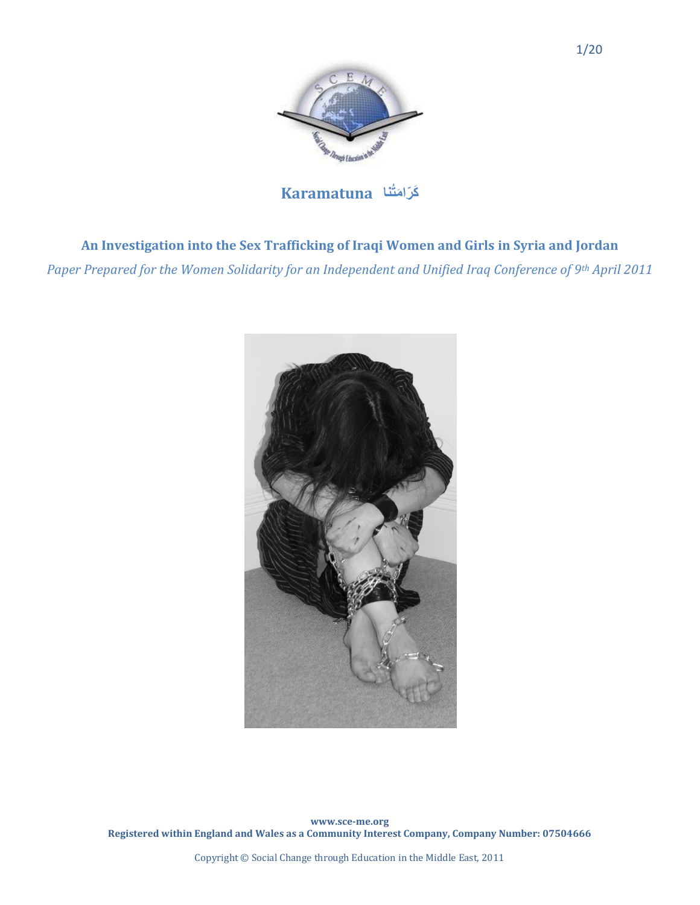# Karamatuna كَرّامَتُنا

## An Investigation into the Sex Trafficking of Iraqi Women and Girls in Syria and Jordan

*Paper Prepared for the Women Solidarity for an Independent and Unified Iraq Conference of 9th April 2011*

**www.sce-me.org**

**Registered within England and Wales as a Community Interest Company, Company Number: 07504666**

Copyright © Social Change through Education in the Middle East, 2011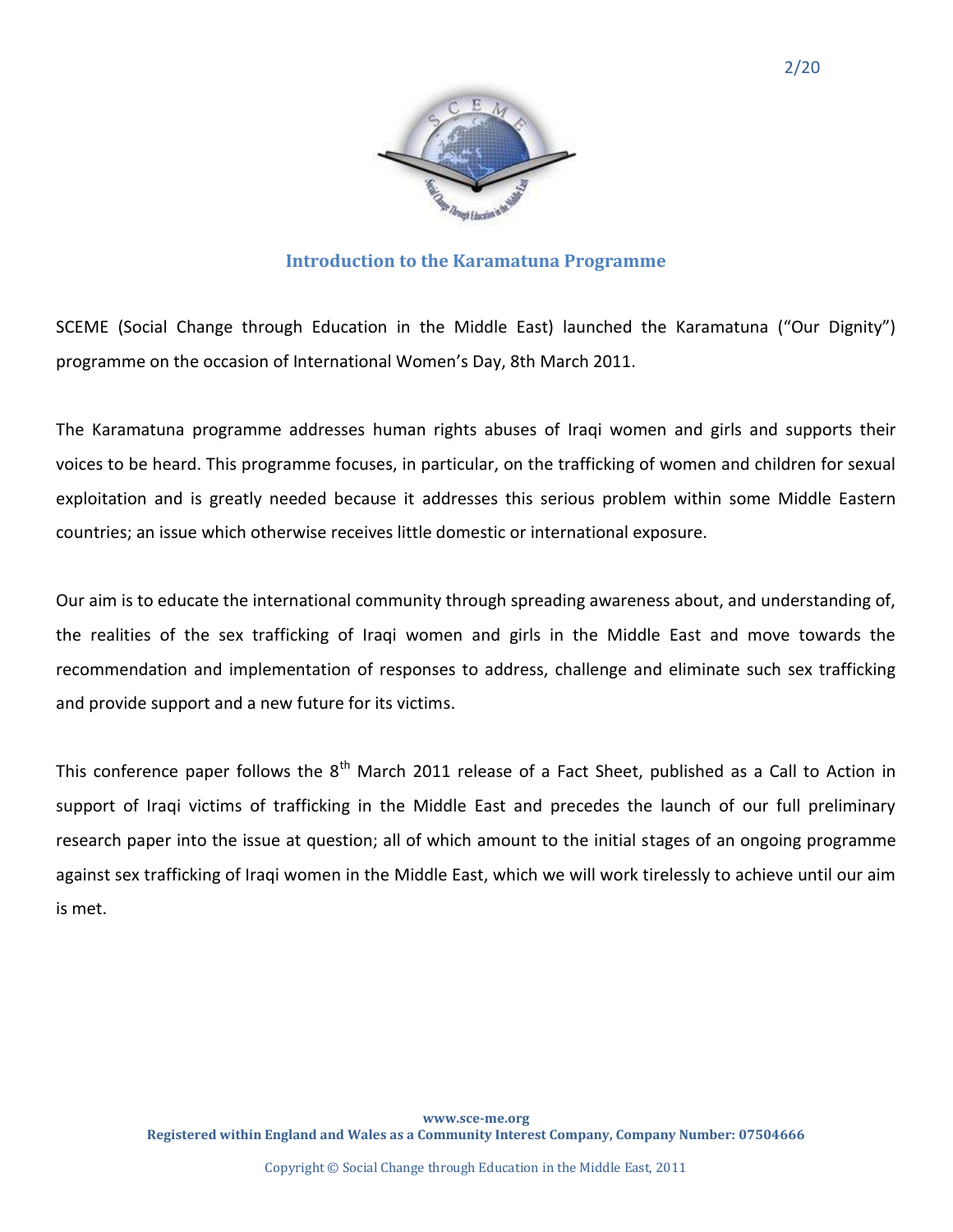## Introduction to the Karamatuna Programme

SCEME (Social Change through Education in the Middle East) launched the Karamatuna ("Our Dignity") programme on the occasion of International Women's Day, 8th March 2011.

The Karamatuna programme addresses human rights abuses of Iraqi women and girls and supports their voices to be heard. This programme focuses, in particular, on the trafficking of women and children for sexual exploitation and is greatly needed because it addresses this serious problem within some Middle Eastern countries; an issue which otherwise receives little domestic or international exposure.

Our aim is to educate the international community through spreading awareness about, and understanding of, the realities of the sex trafficking of Iraqi women and girls in the Middle East and move towards the recommendation and implementation of responses to address, challenge and eliminate such sex trafficking and provide support and a new future for its victims.

This conference paper follows the 8th March 2011 release of a Fact Sheet, published as a Call to Action in support of Iraqi victims of trafficking in the Middle East and precedes the launch of our full preliminary research paper into the issue at question; all of which amount to the initial stages of an ongoing programme against sex trafficking of Iraqi women in the Middle East, which we will work tirelessly to achieve until our aim is met.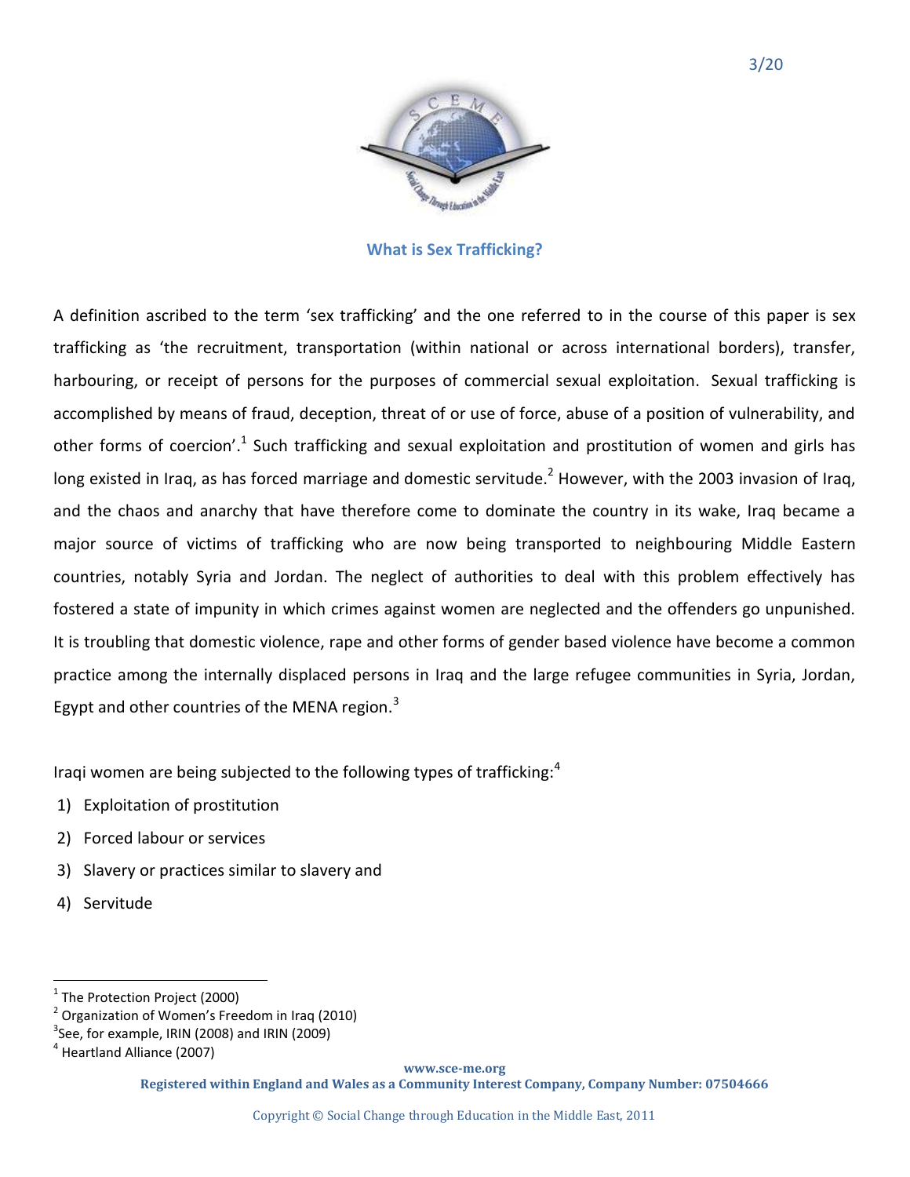## What is Sex Trafficking?

A definition ascribed to the term 'sex trafficking' and the one referred to in the course of this paper is sex trafficking as 'the recruitment, transportation (within national or across international borders), transfer, harbouring, or receipt of persons for the purposes of commercial sexual exploitation. Sexual trafficking is accomplished by means of fraud, deception, threat of or use of force, abuse of a position of vulnerability, and other forms of coercion'.[1] Such trafficking and sexual exploitation and prostitution of women and girls has long existed in Iraq, as has forced marriage and domestic servitude.[2] However, with the 2003 invasion of Iraq, and the chaos and anarchy that have therefore come to dominate the country in its wake, Iraq became a major source of victims of trafficking who are now being transported to neighbouring Middle Eastern countries, notably Syria and Jordan. The neglect of authorities to deal with this problem effectively has fostered a state of impunity in which crimes against women are neglected and the offenders go unpunished. It is troubling that domestic violence, rape and other forms of gender based violence have become a common practice among the internally displaced persons in Iraq and the large refugee communities in Syria, Jordan, Egypt and other countries of the MENA region.[3]

Iraqi women are being subjected to the following types of trafficking:[4]

1) Exploitation of prostitution
2) Forced labour or services
3) Slavery or practices similar to slavery and
4) Servitude

---

[1] The Protection Project (2000)
[2] Organization of Women's Freedom in Iraq (2010)
[3] See, for example, IRIN (2008) and IRIN (2009)
[4] Heartland Alliance (2007)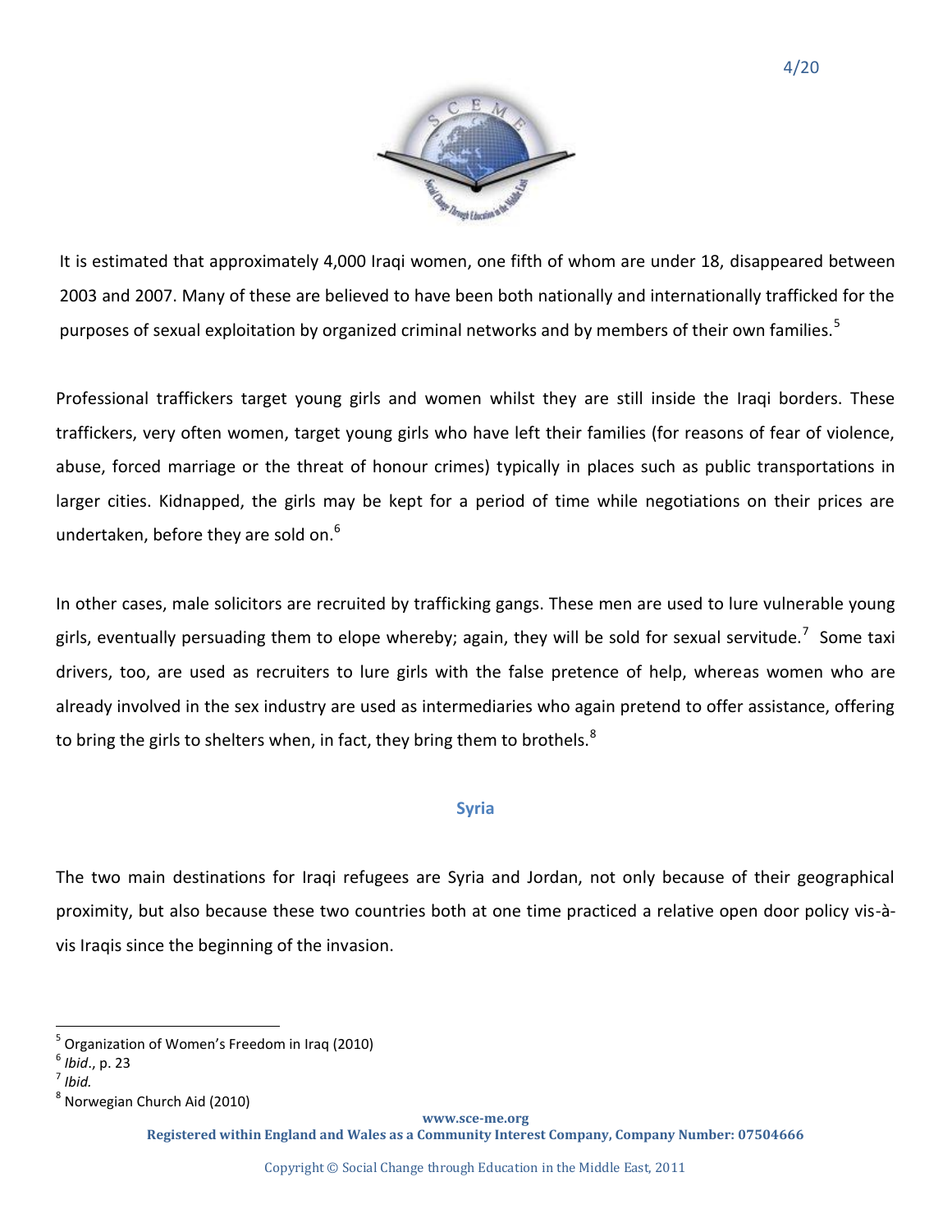It is estimated that approximately 4,000 Iraqi women, one fifth of whom are under 18, disappeared between 2003 and 2007. Many of these are believed to have been both nationally and internationally trafficked for the purposes of sexual exploitation by organized criminal networks and by members of their own families.[5]

Professional traffickers target young girls and women whilst they are still inside the Iraqi borders. These traffickers, very often women, target young girls who have left their families (for reasons of fear of violence, abuse, forced marriage or the threat of honour crimes) typically in places such as public transportations in larger cities. Kidnapped, the girls may be kept for a period of time while negotiations on their prices are undertaken, before they are sold on.[6]

In other cases, male solicitors are recruited by trafficking gangs. These men are used to lure vulnerable young girls, eventually persuading them to elope whereby; again, they will be sold for sexual servitude.[7] Some taxi drivers, too, are used as recruiters to lure girls with the false pretence of help, whereas women who are already involved in the sex industry are used as intermediaries who again pretend to offer assistance, offering to bring the girls to shelters when, in fact, they bring them to brothels.[8]

## Syria

The two main destinations for Iraqi refugees are Syria and Jordan, not only because of their geographical proximity, but also because these two countries both at one time practiced a relative open door policy vis-à-vis Iraqis since the beginning of the invasion.

---

[5] Organization of Women's Freedom in Iraq (2010)
[6] *Ibid*., p. 23
[7] *Ibid.*
[8] Norwegian Church Aid (2010)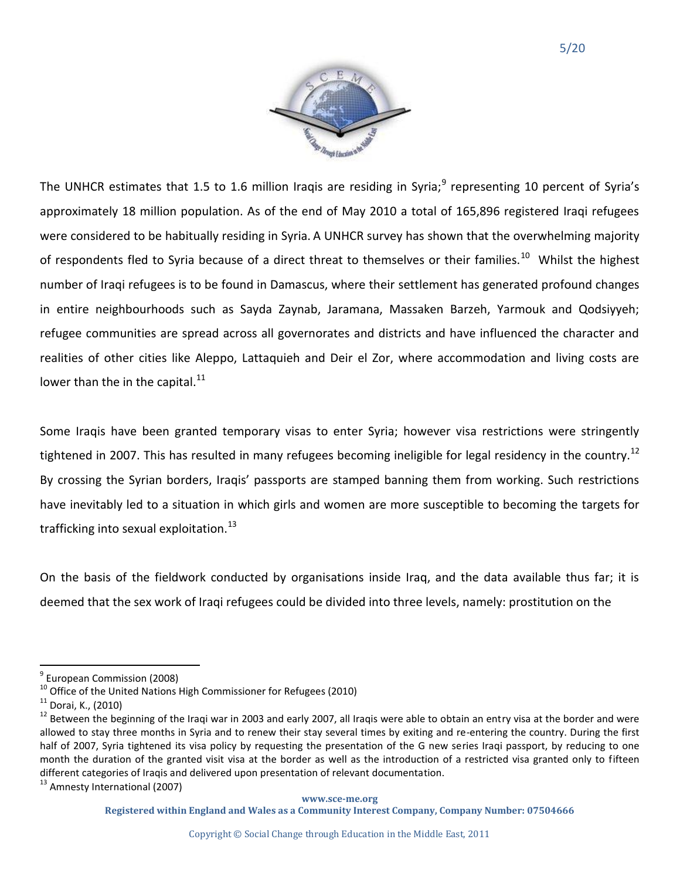The UNHCR estimates that 1.5 to 1.6 million Iraqis are residing in Syria;[9] representing 10 percent of Syria's approximately 18 million population. As of the end of May 2010 a total of 165,896 registered Iraqi refugees were considered to be habitually residing in Syria. A UNHCR survey has shown that the overwhelming majority of respondents fled to Syria because of a direct threat to themselves or their families.[10] Whilst the highest number of Iraqi refugees is to be found in Damascus, where their settlement has generated profound changes in entire neighbourhoods such as Sayda Zaynab, Jaramana, Massaken Barzeh, Yarmouk and Qodsiyyeh; refugee communities are spread across all governorates and districts and have influenced the character and realities of other cities like Aleppo, Lattaquieh and Deir el Zor, where accommodation and living costs are lower than the in the capital.[11]

Some Iraqis have been granted temporary visas to enter Syria; however visa restrictions were stringently tightened in 2007. This has resulted in many refugees becoming ineligible for legal residency in the country.[12] By crossing the Syrian borders, Iraqis' passports are stamped banning them from working. Such restrictions have inevitably led to a situation in which girls and women are more susceptible to becoming the targets for trafficking into sexual exploitation.[13]

On the basis of the fieldwork conducted by organisations inside Iraq, and the data available thus far; it is deemed that the sex work of Iraqi refugees could be divided into three levels, namely: prostitution on the

---

[9] European Commission (2008)

[10] Office of the United Nations High Commissioner for Refugees (2010)

[11] Dorai, K., (2010)

[12] Between the beginning of the Iraqi war in 2003 and early 2007, all Iraqis were able to obtain an entry visa at the border and were allowed to stay three months in Syria and to renew their stay several times by exiting and re-entering the country. During the first half of 2007, Syria tightened its visa policy by requesting the presentation of the G new series Iraqi passport, by reducing to one month the duration of the granted visit visa at the border as well as the introduction of a restricted visa granted only to fifteen different categories of Iraqis and delivered upon presentation of relevant documentation.

[13] Amnesty International (2007)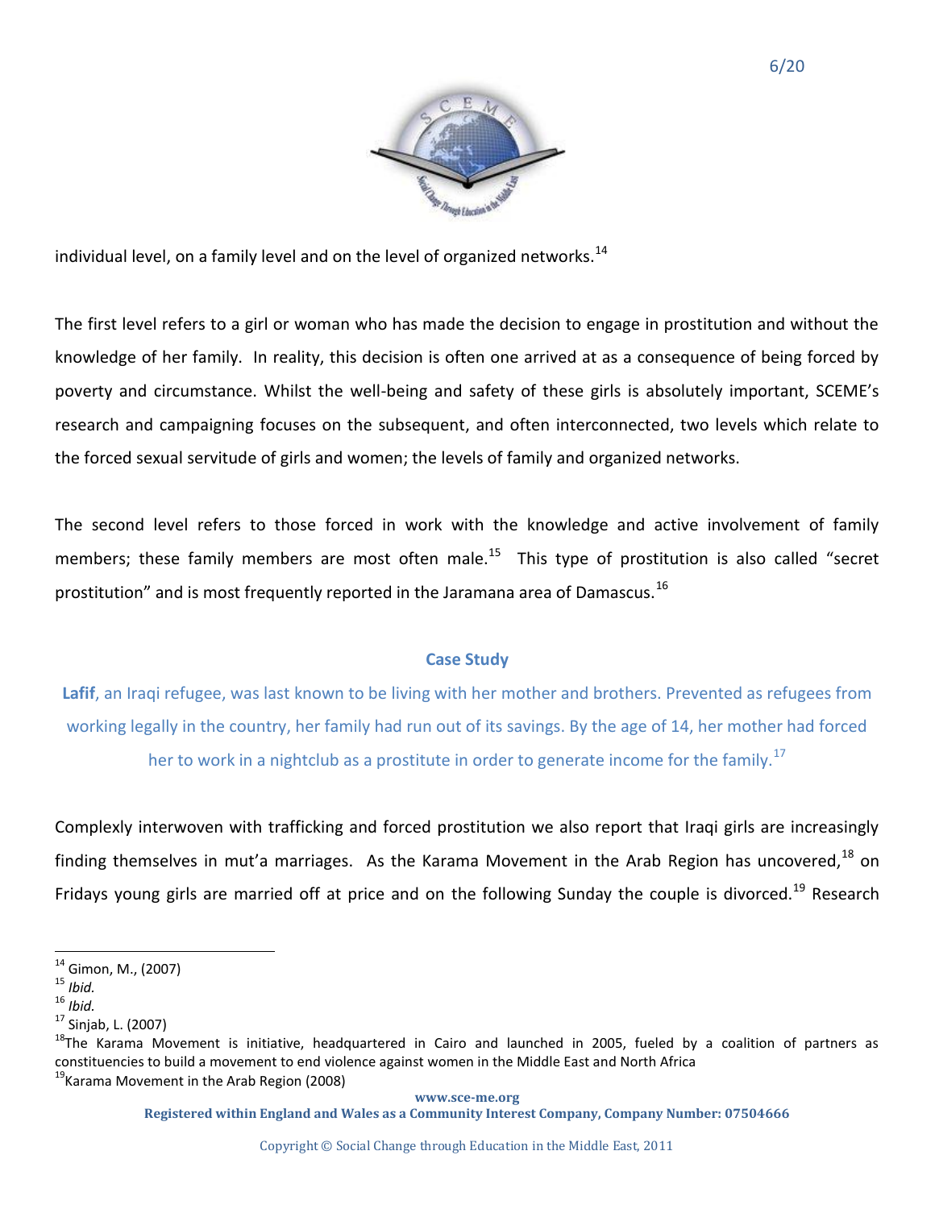individual level, on a family level and on the level of organized networks.[14]

The first level refers to a girl or woman who has made the decision to engage in prostitution and without the knowledge of her family. In reality, this decision is often one arrived at as a consequence of being forced by poverty and circumstance. Whilst the well-being and safety of these girls is absolutely important, SCEME's research and campaigning focuses on the subsequent, and often interconnected, two levels which relate to the forced sexual servitude of girls and women; the levels of family and organized networks.

The second level refers to those forced in work with the knowledge and active involvement of family members; these family members are most often male.[15] This type of prostitution is also called "secret prostitution" and is most frequently reported in the Jaramana area of Damascus.[16]

### Case Study

**Lafif**, an Iraqi refugee, was last known to be living with her mother and brothers. Prevented as refugees from working legally in the country, her family had run out of its savings. By the age of 14, her mother had forced her to work in a nightclub as a prostitute in order to generate income for the family.[17]

Complexly interwoven with trafficking and forced prostitution we also report that Iraqi girls are increasingly finding themselves in mut'a marriages. As the Karama Movement in the Arab Region has uncovered,[18] on Fridays young girls are married off at price and on the following Sunday the couple is divorced.[19] Research

---

[14] Gimon, M., (2007)
[15] *Ibid.*
[16] *Ibid.*
[17] Sinjab, L. (2007)
[18] The Karama Movement is initiative, headquartered in Cairo and launched in 2005, fueled by a coalition of partners as constituencies to build a movement to end violence against women in the Middle East and North Africa
[19] Karama Movement in the Arab Region (2008)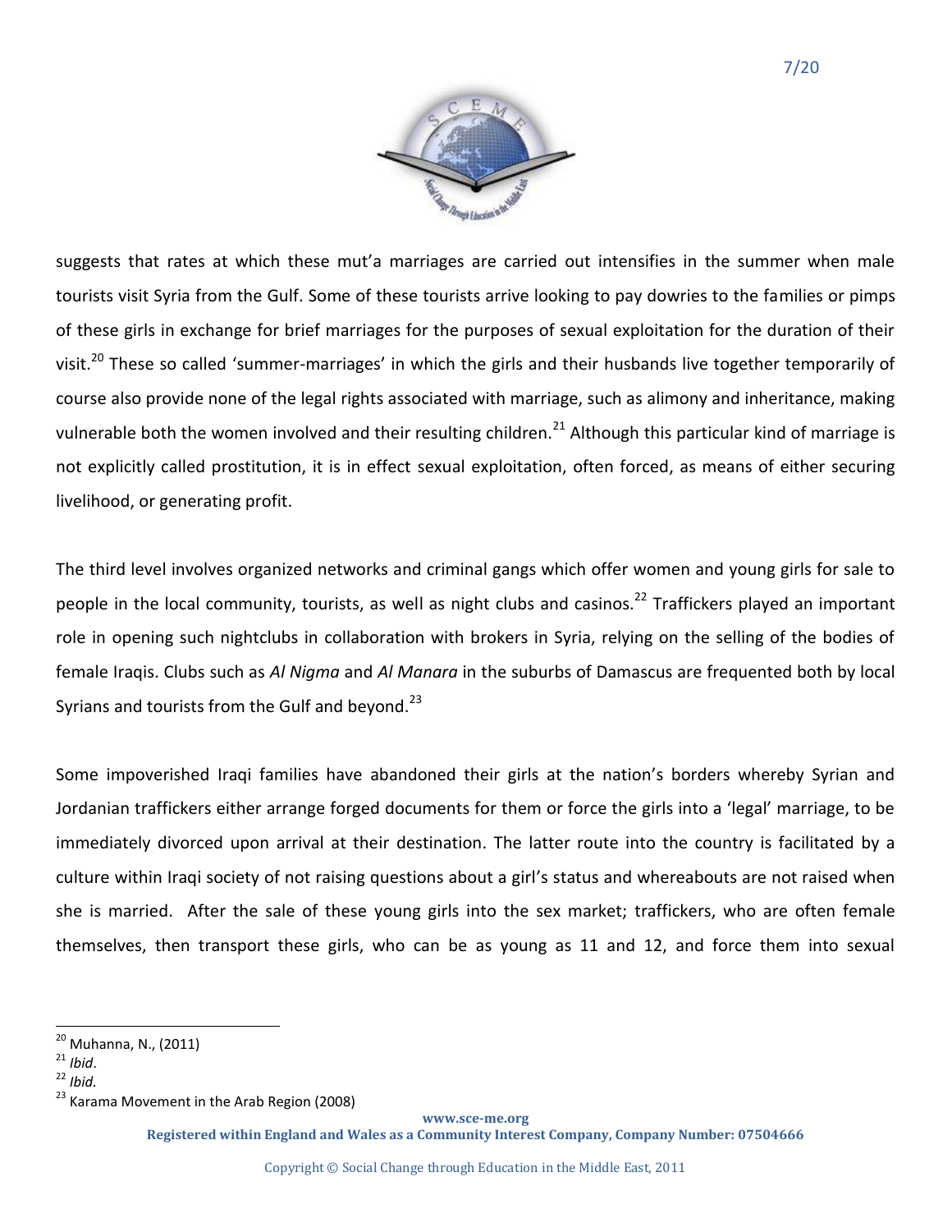suggests that rates at which these mut'a marriages are carried out intensifies in the summer when male tourists visit Syria from the Gulf. Some of these tourists arrive looking to pay dowries to the families or pimps of these girls in exchange for brief marriages for the purposes of sexual exploitation for the duration of their visit.[20] These so called 'summer-marriages' in which the girls and their husbands live together temporarily of course also provide none of the legal rights associated with marriage, such as alimony and inheritance, making vulnerable both the women involved and their resulting children.[21] Although this particular kind of marriage is not explicitly called prostitution, it is in effect sexual exploitation, often forced, as means of either securing livelihood, or generating profit.

The third level involves organized networks and criminal gangs which offer women and young girls for sale to people in the local community, tourists, as well as night clubs and casinos.[22] Traffickers played an important role in opening such nightclubs in collaboration with brokers in Syria, relying on the selling of the bodies of female Iraqis. Clubs such as *Al Nigma* and *Al Manara* in the suburbs of Damascus are frequented both by local Syrians and tourists from the Gulf and beyond.[23]

Some impoverished Iraqi families have abandoned their girls at the nation's borders whereby Syrian and Jordanian traffickers either arrange forged documents for them or force the girls into a 'legal' marriage, to be immediately divorced upon arrival at their destination. The latter route into the country is facilitated by a culture within Iraqi society of not raising questions about a girl's status and whereabouts are not raised when she is married. After the sale of these young girls into the sex market; traffickers, who are often female themselves, then transport these girls, who can be as young as 11 and 12, and force them into sexual

---

[20] Muhanna, N., (2011)
[21] *Ibid*.
[22] *Ibid*.
[23] Karama Movement in the Arab Region (2008)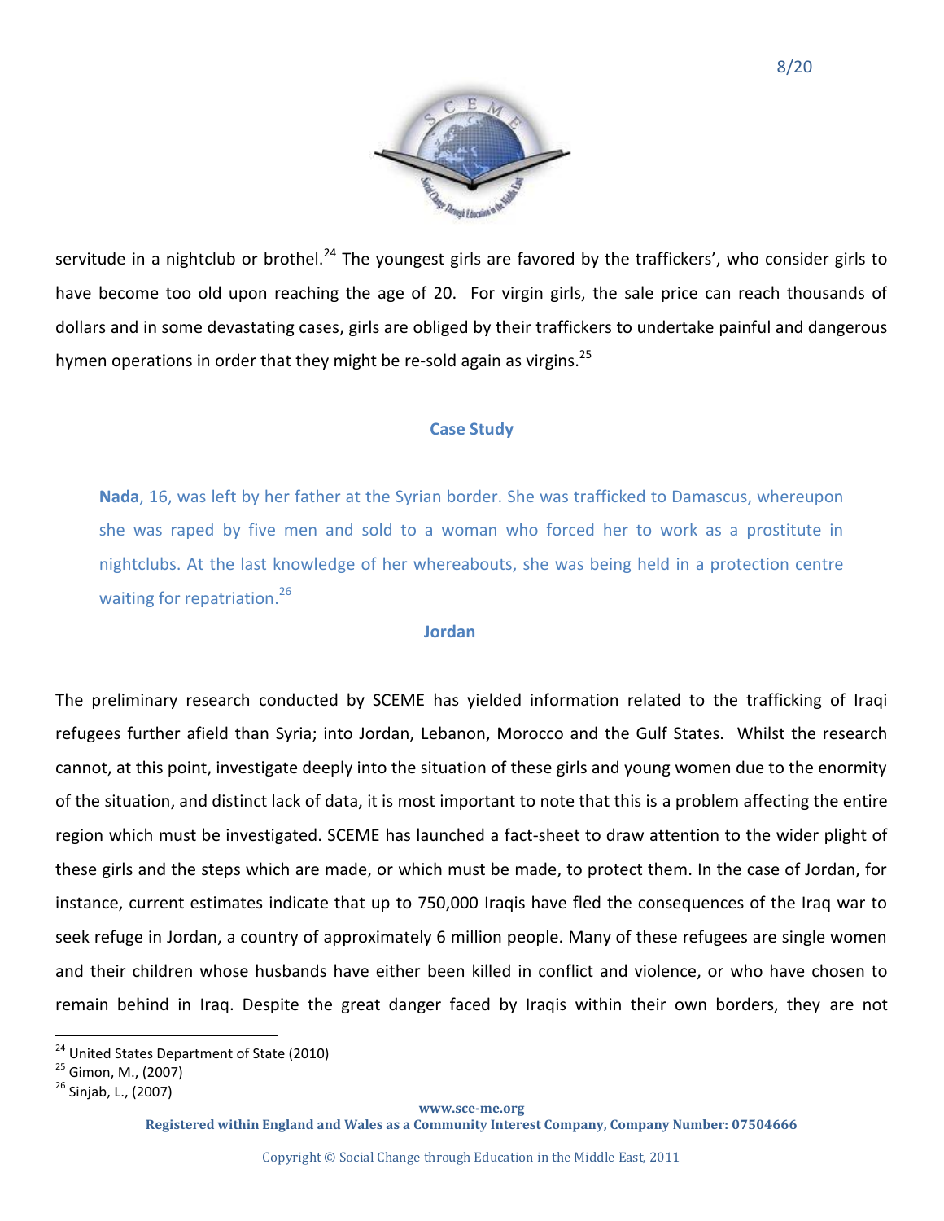servitude in a nightclub or brothel.[24] The youngest girls are favored by the traffickers', who consider girls to have become too old upon reaching the age of 20. For virgin girls, the sale price can reach thousands of dollars and in some devastating cases, girls are obliged by their traffickers to undertake painful and dangerous hymen operations in order that they might be re-sold again as virgins.[25]

### Case Study

**Nada**, 16, was left by her father at the Syrian border. She was trafficked to Damascus, whereupon she was raped by five men and sold to a woman who forced her to work as a prostitute in nightclubs. At the last knowledge of her whereabouts, she was being held in a protection centre waiting for repatriation.[26]

### Jordan

The preliminary research conducted by SCEME has yielded information related to the trafficking of Iraqi refugees further afield than Syria; into Jordan, Lebanon, Morocco and the Gulf States. Whilst the research cannot, at this point, investigate deeply into the situation of these girls and young women due to the enormity of the situation, and distinct lack of data, it is most important to note that this is a problem affecting the entire region which must be investigated. SCEME has launched a fact-sheet to draw attention to the wider plight of these girls and the steps which are made, or which must be made, to protect them. In the case of Jordan, for instance, current estimates indicate that up to 750,000 Iraqis have fled the consequences of the Iraq war to seek refuge in Jordan, a country of approximately 6 million people. Many of these refugees are single women and their children whose husbands have either been killed in conflict and violence, or who have chosen to remain behind in Iraq. Despite the great danger faced by Iraqis within their own borders, they are not

---

[24] United States Department of State (2010)

[25] Gimon, M., (2007)

[26] Sinjab, L., (2007)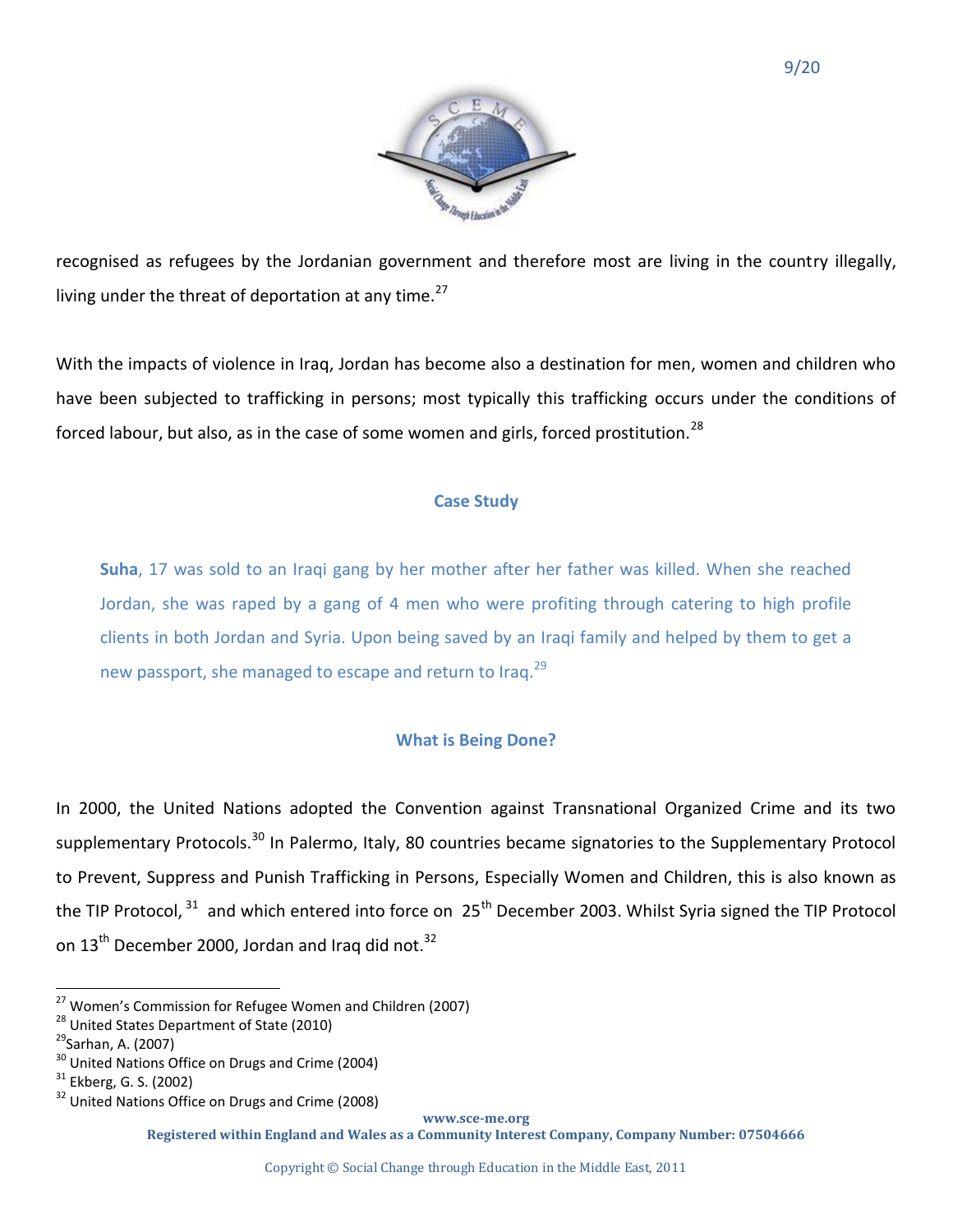recognised as refugees by the Jordanian government and therefore most are living in the country illegally, living under the threat of deportation at any time.[27]

With the impacts of violence in Iraq, Jordan has become also a destination for men, women and children who have been subjected to trafficking in persons; most typically this trafficking occurs under the conditions of forced labour, but also, as in the case of some women and girls, forced prostitution.[28]

### Case Study

> **Suha**, 17 was sold to an Iraqi gang by her mother after her father was killed. When she reached Jordan, she was raped by a gang of 4 men who were profiting through catering to high profile clients in both Jordan and Syria. Upon being saved by an Iraqi family and helped by them to get a new passport, she managed to escape and return to Iraq.[29]

### What is Being Done?

In 2000, the United Nations adopted the Convention against Transnational Organized Crime and its two supplementary Protocols.[30] In Palermo, Italy, 80 countries became signatories to the Supplementary Protocol to Prevent, Suppress and Punish Trafficking in Persons, Especially Women and Children, this is also known as the TIP Protocol,[31] and which entered into force on 25th December 2003. Whilst Syria signed the TIP Protocol on 13th December 2000, Jordan and Iraq did not.[32]

---

[27] Women's Commission for Refugee Women and Children (2007)
[28] United States Department of State (2010)
[29] Sarhan, A. (2007)
[30] United Nations Office on Drugs and Crime (2004)
[31] Ekberg, G. S. (2002)
[32] United Nations Office on Drugs and Crime (2008)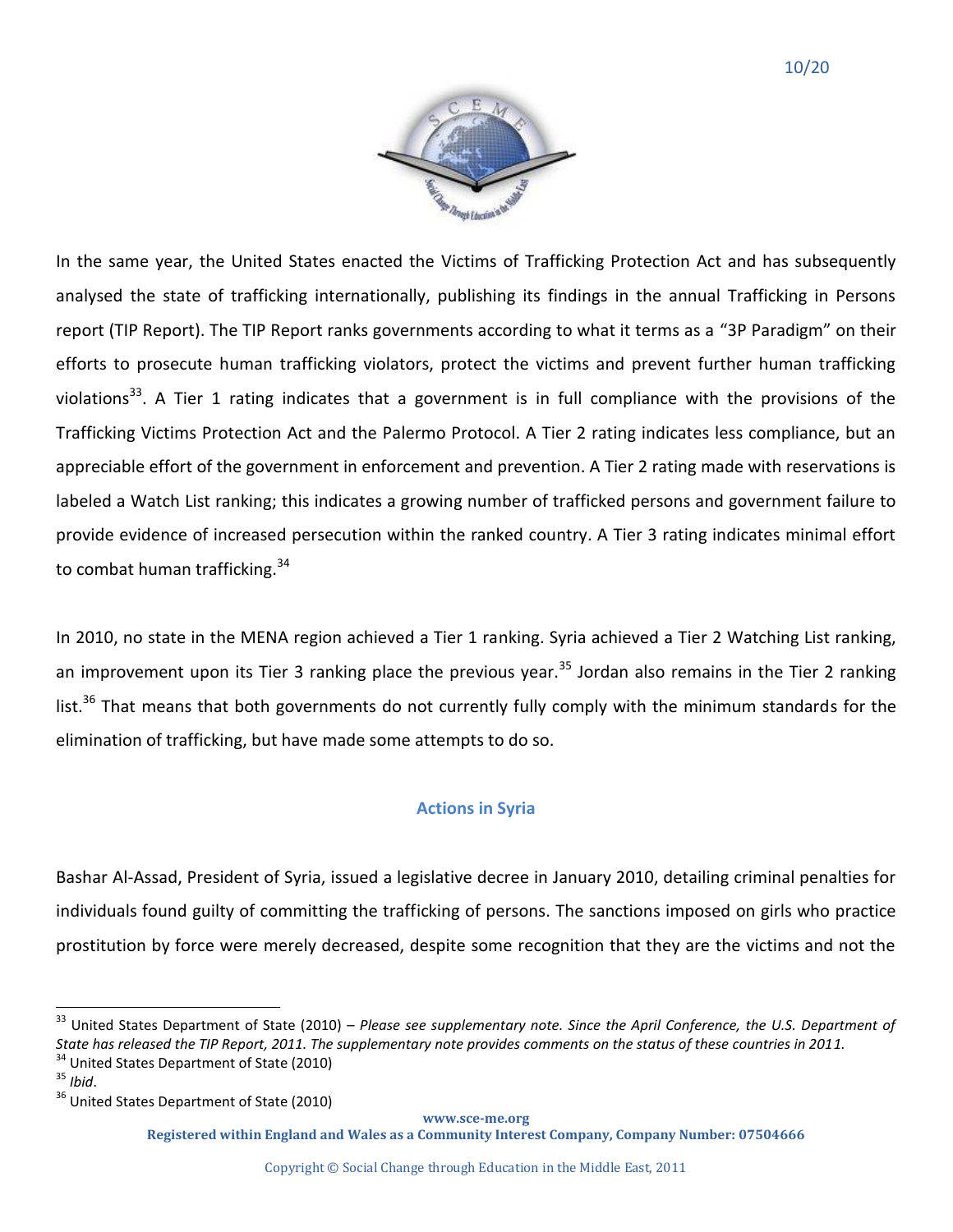In the same year, the United States enacted the Victims of Trafficking Protection Act and has subsequently analysed the state of trafficking internationally, publishing its findings in the annual Trafficking in Persons report (TIP Report). The TIP Report ranks governments according to what it terms as a "3P Paradigm" on their efforts to prosecute human trafficking violators, protect the victims and prevent further human trafficking violations[33]. A Tier 1 rating indicates that a government is in full compliance with the provisions of the Trafficking Victims Protection Act and the Palermo Protocol. A Tier 2 rating indicates less compliance, but an appreciable effort of the government in enforcement and prevention. A Tier 2 rating made with reservations is labeled a Watch List ranking; this indicates a growing number of trafficked persons and government failure to provide evidence of increased persecution within the ranked country. A Tier 3 rating indicates minimal effort to combat human trafficking.[34]

In 2010, no state in the MENA region achieved a Tier 1 ranking. Syria achieved a Tier 2 Watching List ranking, an improvement upon its Tier 3 ranking place the previous year.[35] Jordan also remains in the Tier 2 ranking list.[36] That means that both governments do not currently fully comply with the minimum standards for the elimination of trafficking, but have made some attempts to do so.

## Actions in Syria

Bashar Al-Assad, President of Syria, issued a legislative decree in January 2010, detailing criminal penalties for individuals found guilty of committing the trafficking of persons. The sanctions imposed on girls who practice prostitution by force were merely decreased, despite some recognition that they are the victims and not the

---

[33] United States Department of State (2010) – *Please see supplementary note. Since the April Conference, the U.S. Department of State has released the TIP Report, 2011. The supplementary note provides comments on the status of these countries in 2011.*

[34] United States Department of State (2010)

[35] *Ibid*.

[36] United States Department of State (2010)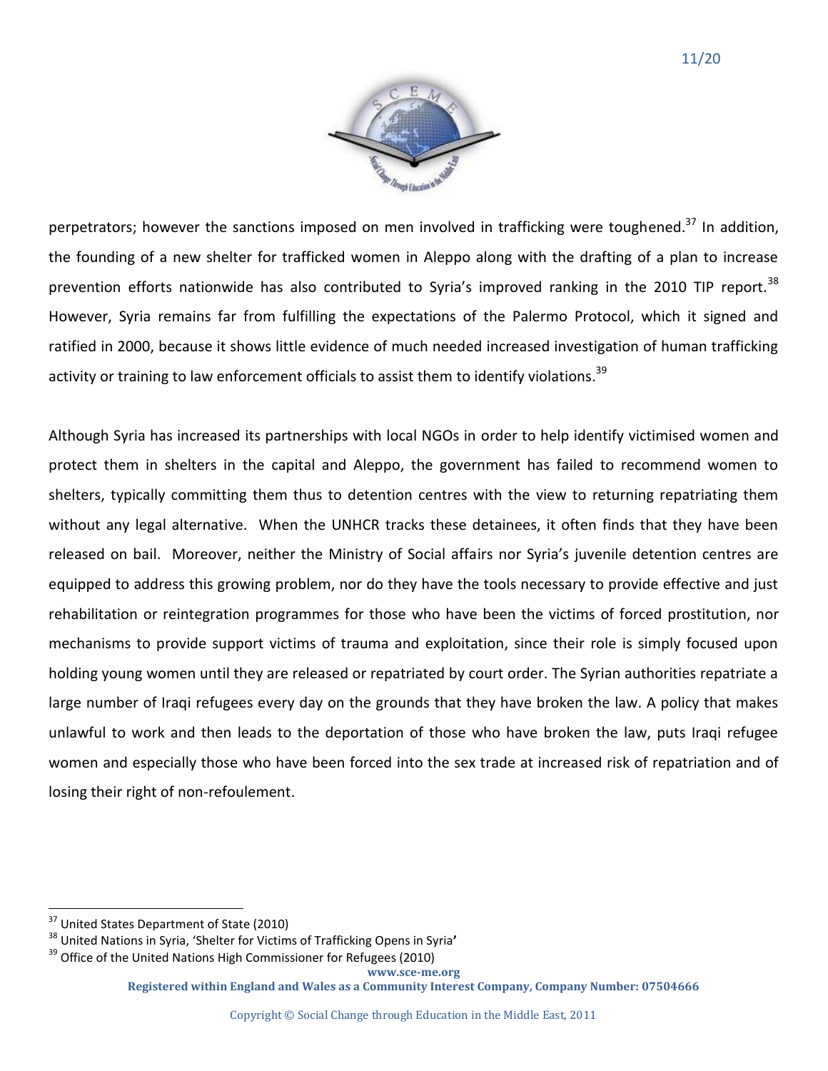perpetrators; however the sanctions imposed on men involved in trafficking were toughened.[37] In addition, the founding of a new shelter for trafficked women in Aleppo along with the drafting of a plan to increase prevention efforts nationwide has also contributed to Syria's improved ranking in the 2010 TIP report.[38] However, Syria remains far from fulfilling the expectations of the Palermo Protocol, which it signed and ratified in 2000, because it shows little evidence of much needed increased investigation of human trafficking activity or training to law enforcement officials to assist them to identify violations.[39]

Although Syria has increased its partnerships with local NGOs in order to help identify victimised women and protect them in shelters in the capital and Aleppo, the government has failed to recommend women to shelters, typically committing them thus to detention centres with the view to returning repatriating them without any legal alternative. When the UNHCR tracks these detainees, it often finds that they have been released on bail. Moreover, neither the Ministry of Social affairs nor Syria's juvenile detention centres are equipped to address this growing problem, nor do they have the tools necessary to provide effective and just rehabilitation or reintegration programmes for those who have been the victims of forced prostitution, nor mechanisms to provide support victims of trauma and exploitation, since their role is simply focused upon holding young women until they are released or repatriated by court order. The Syrian authorities repatriate a large number of Iraqi refugees every day on the grounds that they have broken the law. A policy that makes unlawful to work and then leads to the deportation of those who have broken the law, puts Iraqi refugee women and especially those who have been forced into the sex trade at increased risk of repatriation and of losing their right of non-refoulement.

---

[37] United States Department of State (2010)

[38] United Nations in Syria, 'Shelter for Victims of Trafficking Opens in Syria'

[39] Office of the United Nations High Commissioner for Refugees (2010)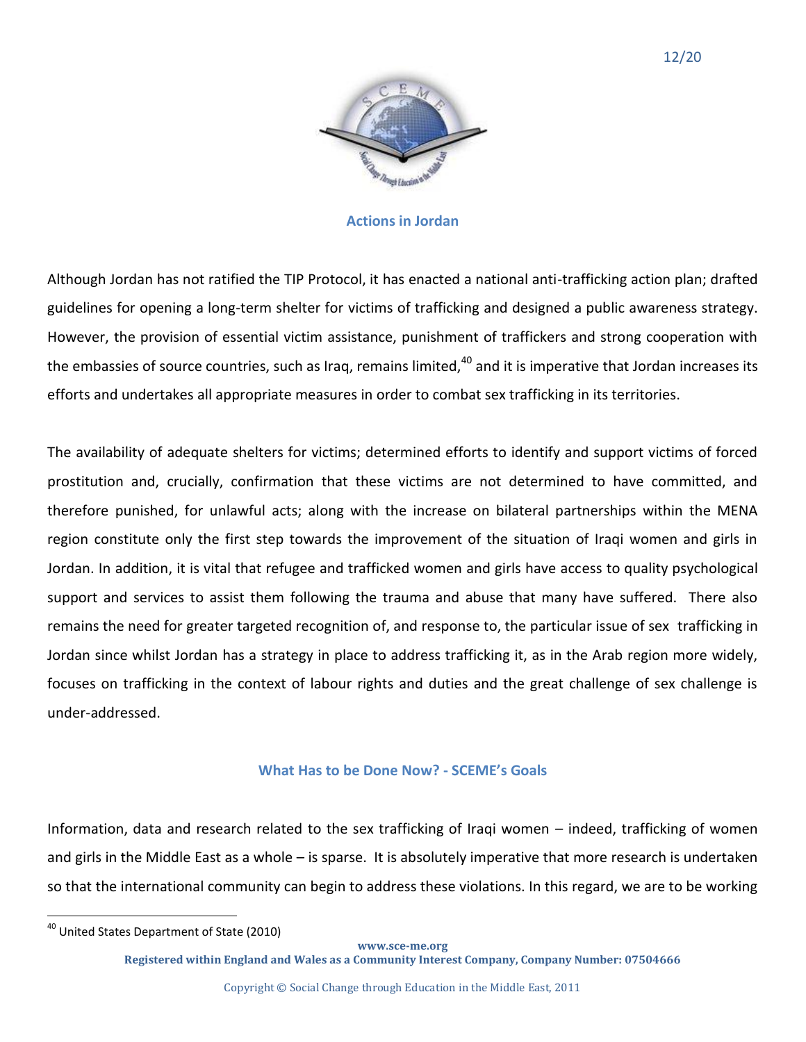## Actions in Jordan

Although Jordan has not ratified the TIP Protocol, it has enacted a national anti-trafficking action plan; drafted guidelines for opening a long-term shelter for victims of trafficking and designed a public awareness strategy. However, the provision of essential victim assistance, punishment of traffickers and strong cooperation with the embassies of source countries, such as Iraq, remains limited,[40] and it is imperative that Jordan increases its efforts and undertakes all appropriate measures in order to combat sex trafficking in its territories.

The availability of adequate shelters for victims; determined efforts to identify and support victims of forced prostitution and, crucially, confirmation that these victims are not determined to have committed, and therefore punished, for unlawful acts; along with the increase on bilateral partnerships within the MENA region constitute only the first step towards the improvement of the situation of Iraqi women and girls in Jordan. In addition, it is vital that refugee and trafficked women and girls have access to quality psychological support and services to assist them following the trauma and abuse that many have suffered. There also remains the need for greater targeted recognition of, and response to, the particular issue of sex trafficking in Jordan since whilst Jordan has a strategy in place to address trafficking it, as in the Arab region more widely, focuses on trafficking in the context of labour rights and duties and the great challenge of sex challenge is under-addressed.

## What Has to be Done Now? - SCEME's Goals

Information, data and research related to the sex trafficking of Iraqi women – indeed, trafficking of women and girls in the Middle East as a whole – is sparse. It is absolutely imperative that more research is undertaken so that the international community can begin to address these violations. In this regard, we are to be working

[40] United States Department of State (2010)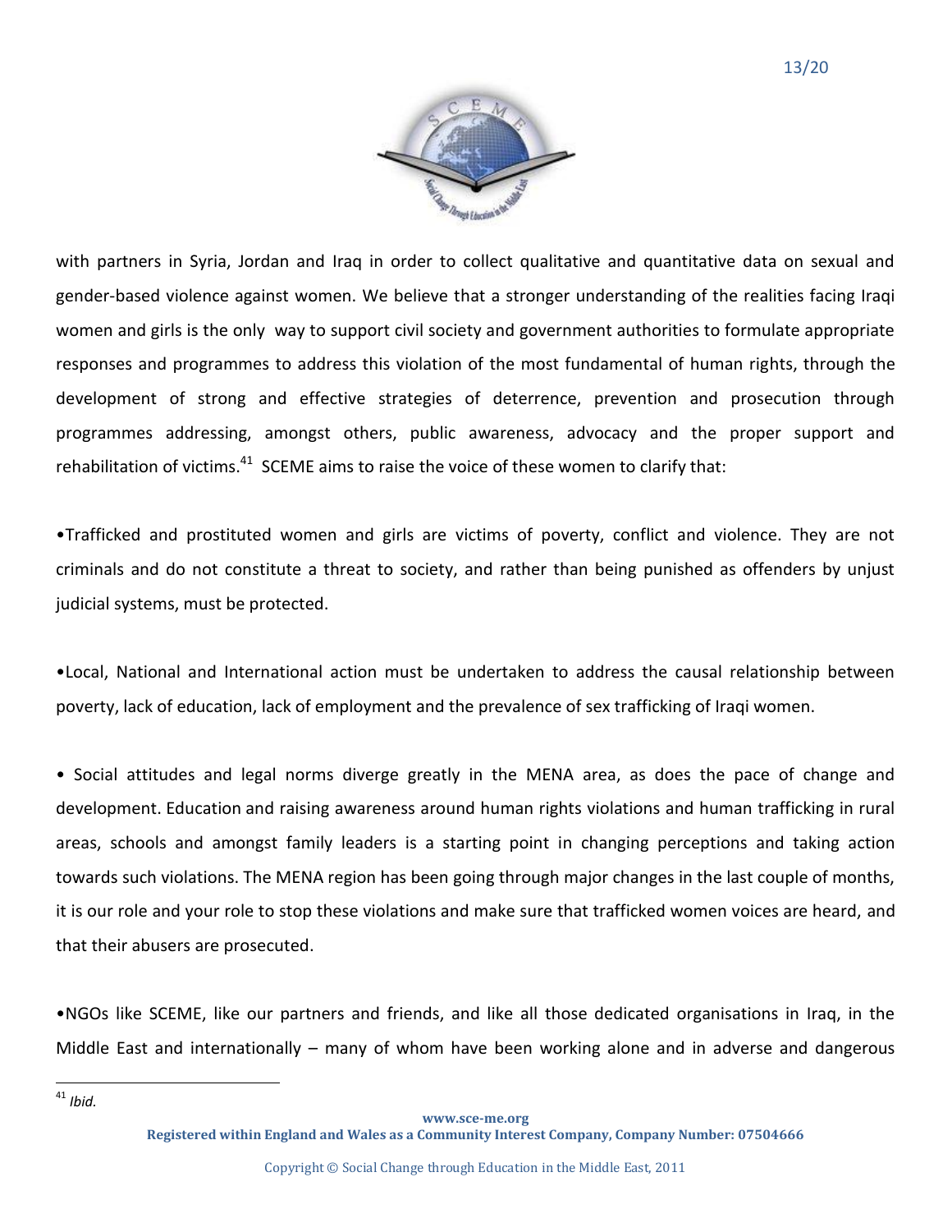with partners in Syria, Jordan and Iraq in order to collect qualitative and quantitative data on sexual and gender-based violence against women. We believe that a stronger understanding of the realities facing Iraqi women and girls is the only way to support civil society and government authorities to formulate appropriate responses and programmes to address this violation of the most fundamental of human rights, through the development of strong and effective strategies of deterrence, prevention and prosecution through programmes addressing, amongst others, public awareness, advocacy and the proper support and rehabilitation of victims.[41] SCEME aims to raise the voice of these women to clarify that:

•Trafficked and prostituted women and girls are victims of poverty, conflict and violence. They are not criminals and do not constitute a threat to society, and rather than being punished as offenders by unjust judicial systems, must be protected.

•Local, National and International action must be undertaken to address the causal relationship between poverty, lack of education, lack of employment and the prevalence of sex trafficking of Iraqi women.

• Social attitudes and legal norms diverge greatly in the MENA area, as does the pace of change and development. Education and raising awareness around human rights violations and human trafficking in rural areas, schools and amongst family leaders is a starting point in changing perceptions and taking action towards such violations. The MENA region has been going through major changes in the last couple of months, it is our role and your role to stop these violations and make sure that trafficked women voices are heard, and that their abusers are prosecuted.

•NGOs like SCEME, like our partners and friends, and like all those dedicated organisations in Iraq, in the Middle East and internationally – many of whom have been working alone and in adverse and dangerous

---

[41] *Ibid.*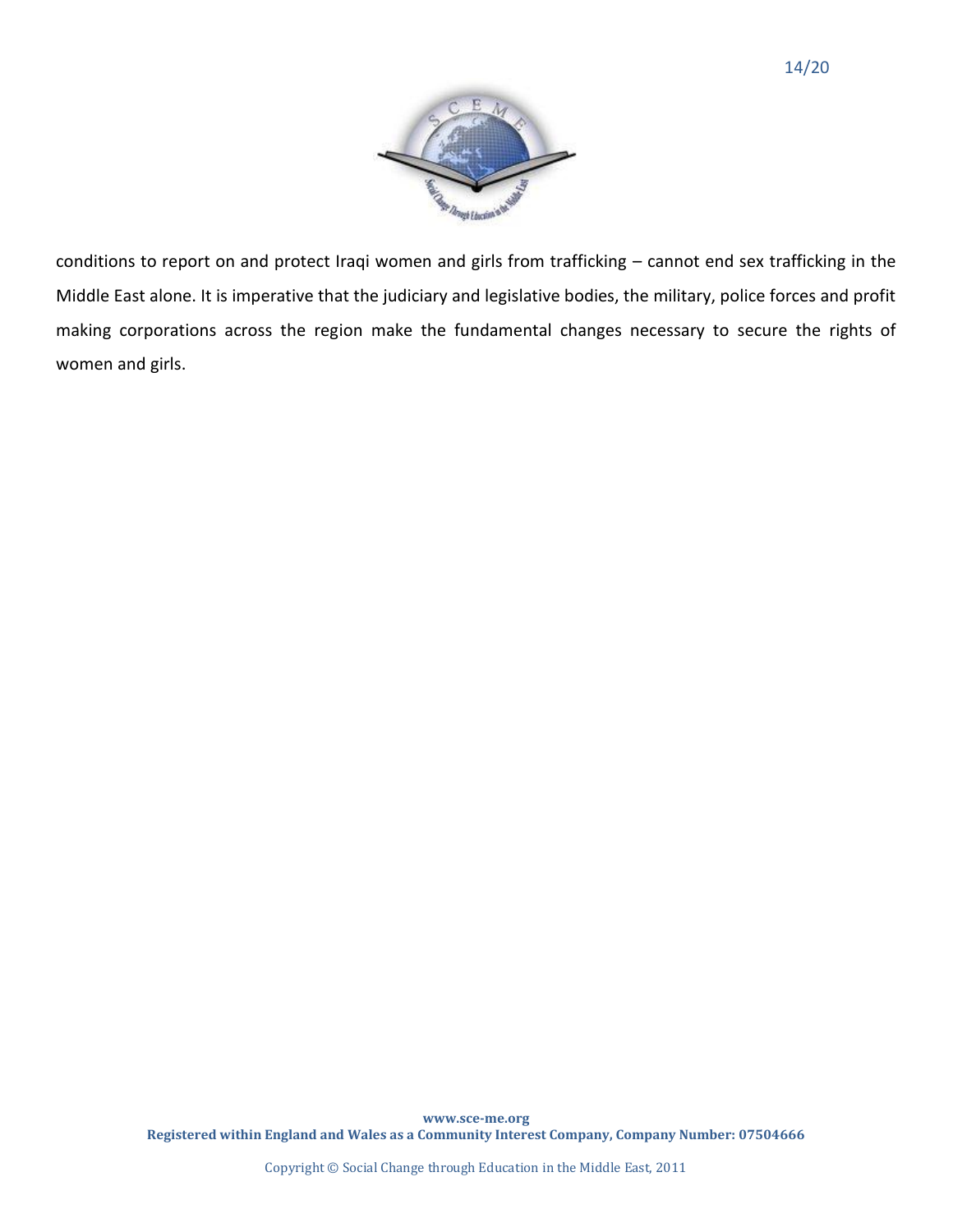conditions to report on and protect Iraqi women and girls from trafficking – cannot end sex trafficking in the Middle East alone. It is imperative that the judiciary and legislative bodies, the military, police forces and profit making corporations across the region make the fundamental changes necessary to secure the rights of women and girls.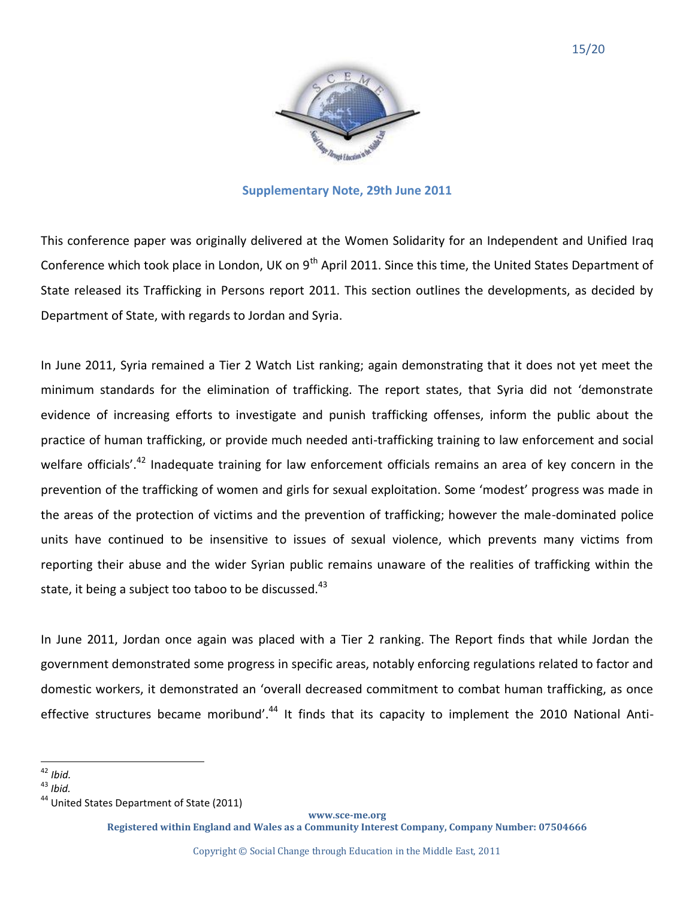## Supplementary Note, 29th June 2011

This conference paper was originally delivered at the Women Solidarity for an Independent and Unified Iraq Conference which took place in London, UK on 9th April 2011. Since this time, the United States Department of State released its Trafficking in Persons report 2011. This section outlines the developments, as decided by Department of State, with regards to Jordan and Syria.

In June 2011, Syria remained a Tier 2 Watch List ranking; again demonstrating that it does not yet meet the minimum standards for the elimination of trafficking. The report states, that Syria did not 'demonstrate evidence of increasing efforts to investigate and punish trafficking offenses, inform the public about the practice of human trafficking, or provide much needed anti-trafficking training to law enforcement and social welfare officials'.[42] Inadequate training for law enforcement officials remains an area of key concern in the prevention of the trafficking of women and girls for sexual exploitation. Some 'modest' progress was made in the areas of the protection of victims and the prevention of trafficking; however the male-dominated police units have continued to be insensitive to issues of sexual violence, which prevents many victims from reporting their abuse and the wider Syrian public remains unaware of the realities of trafficking within the state, it being a subject too taboo to be discussed.[43]

In June 2011, Jordan once again was placed with a Tier 2 ranking. The Report finds that while Jordan the government demonstrated some progress in specific areas, notably enforcing regulations related to factor and domestic workers, it demonstrated an 'overall decreased commitment to combat human trafficking, as once effective structures became moribund'.[44] It finds that its capacity to implement the 2010 National Anti-

[42] *Ibid.*
[43] *Ibid.*
[44] United States Department of State (2011)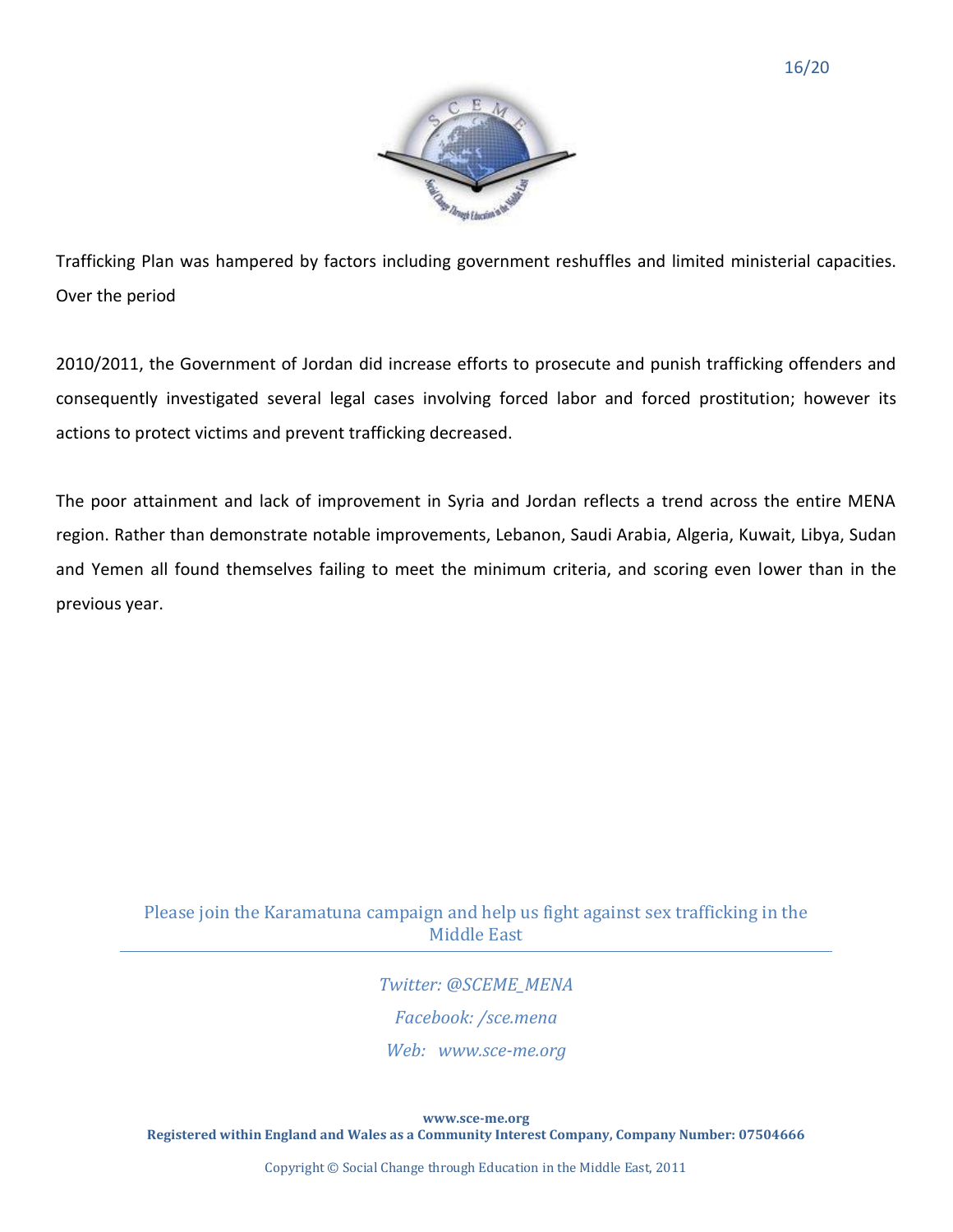Trafficking Plan was hampered by factors including government reshuffles and limited ministerial capacities. Over the period

2010/2011, the Government of Jordan did increase efforts to prosecute and punish trafficking offenders and consequently investigated several legal cases involving forced labor and forced prostitution; however its actions to protect victims and prevent trafficking decreased.

The poor attainment and lack of improvement in Syria and Jordan reflects a trend across the entire MENA region. Rather than demonstrate notable improvements, Lebanon, Saudi Arabia, Algeria, Kuwait, Libya, Sudan and Yemen all found themselves failing to meet the minimum criteria, and scoring even lower than in the previous year.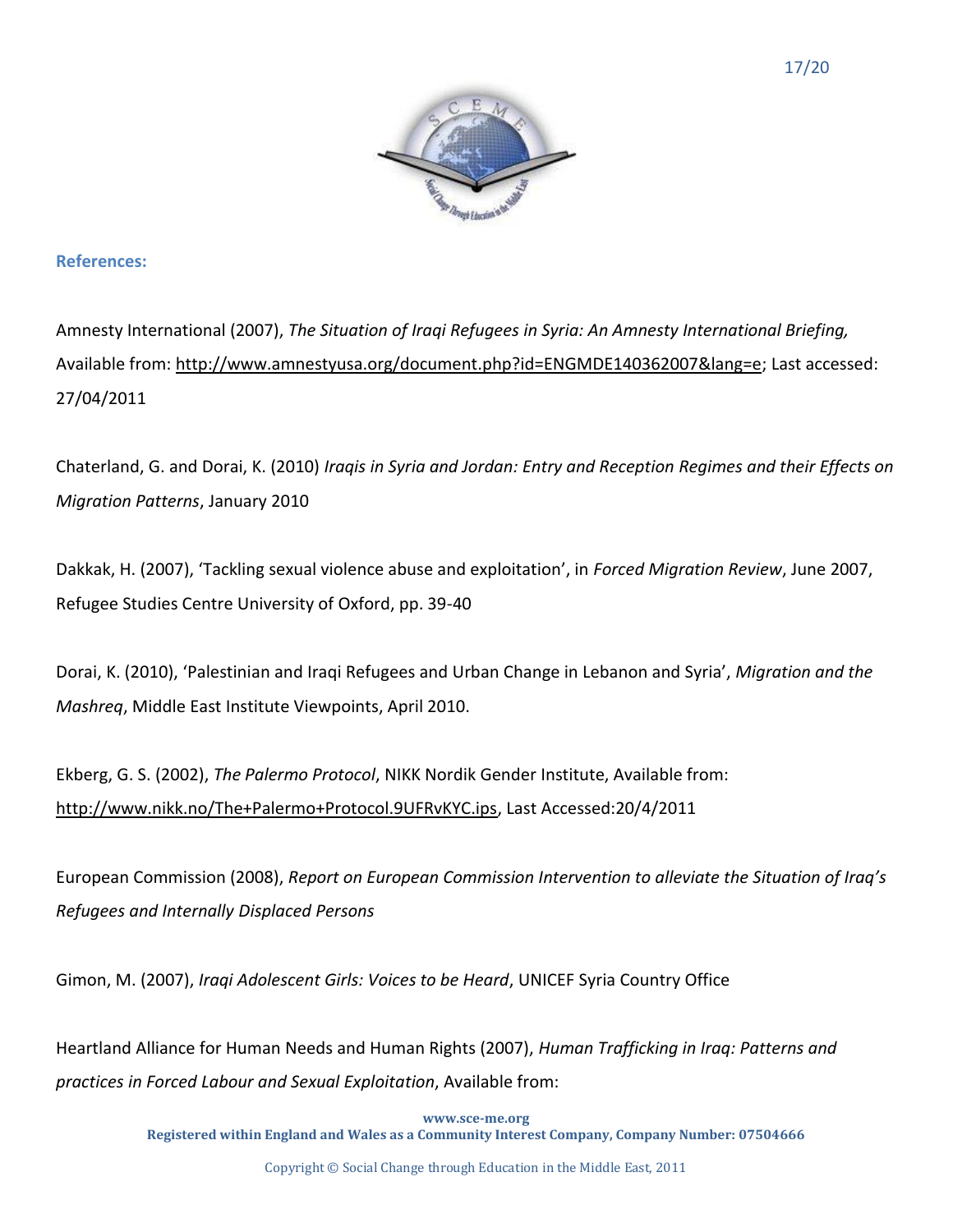**References:**

Amnesty International (2007), *The Situation of Iraqi Refugees in Syria: An Amnesty International Briefing,* Available from: http://www.amnestyusa.org/document.php?id=ENGMDE140362007&lang=e; Last accessed: 27/04/2011

Chaterland, G. and Dorai, K. (2010) *Iraqis in Syria and Jordan: Entry and Reception Regimes and their Effects on Migration Patterns*, January 2010

Dakkak, H. (2007), 'Tackling sexual violence abuse and exploitation', in *Forced Migration Review*, June 2007, Refugee Studies Centre University of Oxford, pp. 39-40

Dorai, K. (2010), 'Palestinian and Iraqi Refugees and Urban Change in Lebanon and Syria', *Migration and the Mashreq*, Middle East Institute Viewpoints, April 2010.

Ekberg, G. S. (2002), *The Palermo Protocol*, NIKK Nordik Gender Institute, Available from: http://www.nikk.no/The+Palermo+Protocol.9UFRvKYC.ips, Last Accessed:20/4/2011

European Commission (2008), *Report on European Commission Intervention to alleviate the Situation of Iraq's Refugees and Internally Displaced Persons*

Gimon, M. (2007), *Iraqi Adolescent Girls: Voices to be Heard*, UNICEF Syria Country Office

Heartland Alliance for Human Needs and Human Rights (2007), *Human Trafficking in Iraq: Patterns and practices in Forced Labour and Sexual Exploitation*, Available from: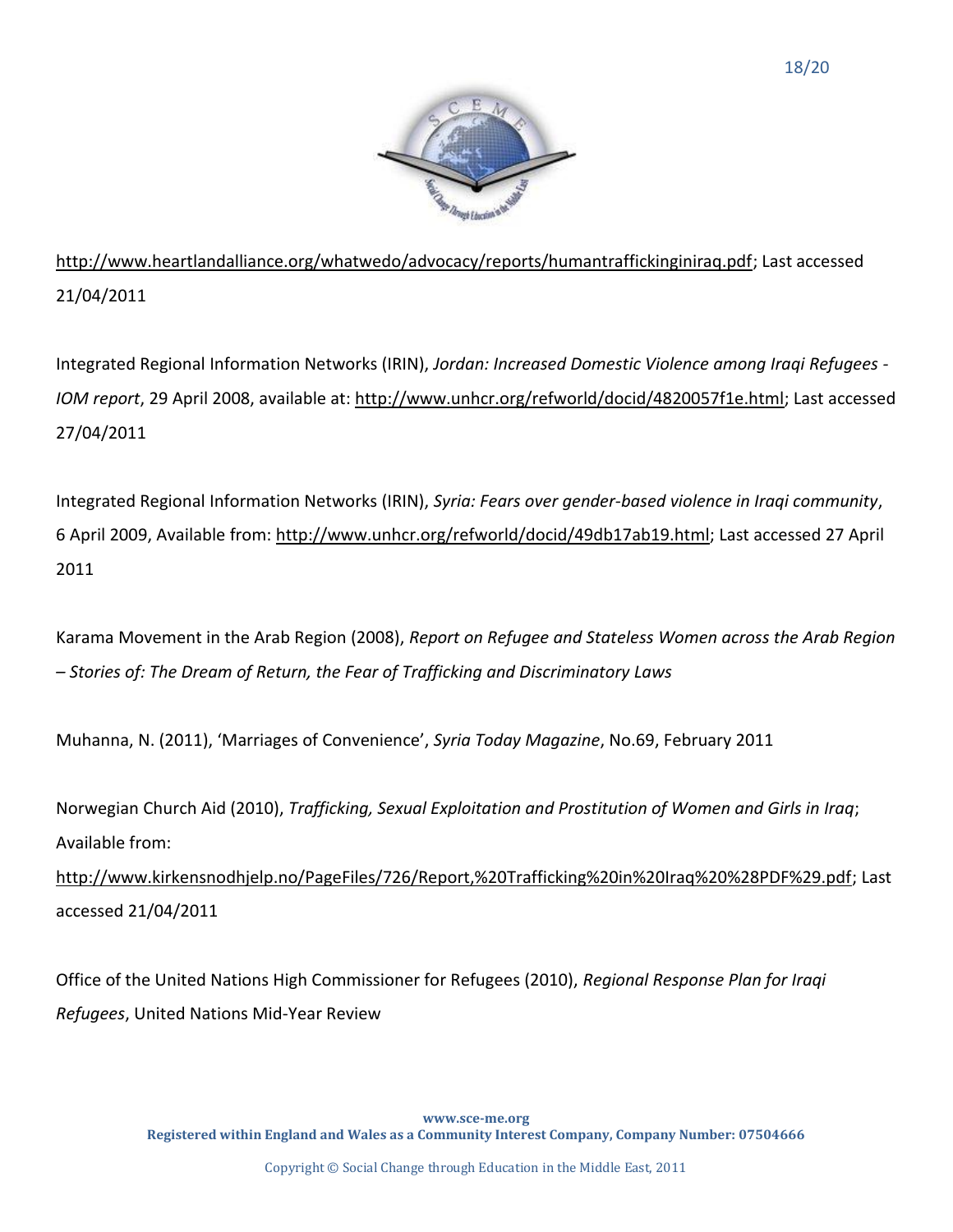http://www.heartlandalliance.org/whatwedo/advocacy/reports/humantraffickinginiraq.pdf; Last accessed 21/04/2011

Integrated Regional Information Networks (IRIN), *Jordan: Increased Domestic Violence among Iraqi Refugees - IOM report*, 29 April 2008, available at: http://www.unhcr.org/refworld/docid/4820057f1e.html; Last accessed 27/04/2011

Integrated Regional Information Networks (IRIN), *Syria: Fears over gender-based violence in Iraqi community*, 6 April 2009, Available from: http://www.unhcr.org/refworld/docid/49db17ab19.html; Last accessed 27 April 2011

Karama Movement in the Arab Region (2008), *Report on Refugee and Stateless Women across the Arab Region – Stories of: The Dream of Return, the Fear of Trafficking and Discriminatory Laws*

Muhanna, N. (2011), 'Marriages of Convenience', *Syria Today Magazine*, No.69, February 2011

Norwegian Church Aid (2010), *Trafficking, Sexual Exploitation and Prostitution of Women and Girls in Iraq*; Available from: http://www.kirkensnodhjelp.no/PageFiles/726/Report,%20Trafficking%20in%20Iraq%20%28PDF%29.pdf; Last accessed 21/04/2011

Office of the United Nations High Commissioner for Refugees (2010), *Regional Response Plan for Iraqi Refugees*, United Nations Mid-Year Review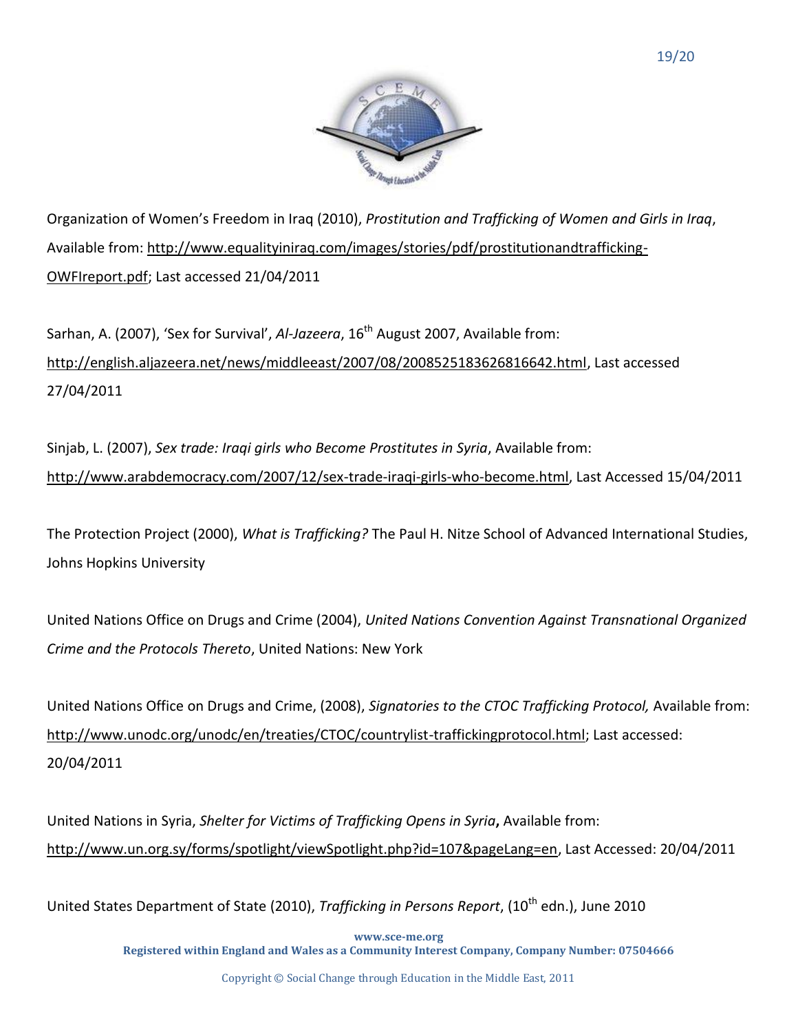Organization of Women's Freedom in Iraq (2010), *Prostitution and Trafficking of Women and Girls in Iraq*, Available from: http://www.equalityiniraq.com/images/stories/pdf/prostitutionandtrafficking-OWFIreport.pdf; Last accessed 21/04/2011

Sarhan, A. (2007), 'Sex for Survival', *Al-Jazeera*, 16th August 2007, Available from: http://english.aljazeera.net/news/middleeast/2007/08/2008525183626816642.html, Last accessed 27/04/2011

Sinjab, L. (2007), *Sex trade: Iraqi girls who Become Prostitutes in Syria*, Available from: http://www.arabdemocracy.com/2007/12/sex-trade-iraqi-girls-who-become.html, Last Accessed 15/04/2011

The Protection Project (2000), *What is Trafficking?* The Paul H. Nitze School of Advanced International Studies, Johns Hopkins University

United Nations Office on Drugs and Crime (2004), *United Nations Convention Against Transnational Organized Crime and the Protocols Thereto*, United Nations: New York

United Nations Office on Drugs and Crime, (2008), *Signatories to the CTOC Trafficking Protocol,* Available from: http://www.unodc.org/unodc/en/treaties/CTOC/countrylist-traffickingprotocol.html; Last accessed: 20/04/2011

United Nations in Syria, *Shelter for Victims of Trafficking Opens in Syria*, Available from: http://www.un.org.sy/forms/spotlight/viewSpotlight.php?id=107&pageLang=en, Last Accessed: 20/04/2011

United States Department of State (2010), *Trafficking in Persons Report*, (10th edn.), June 2010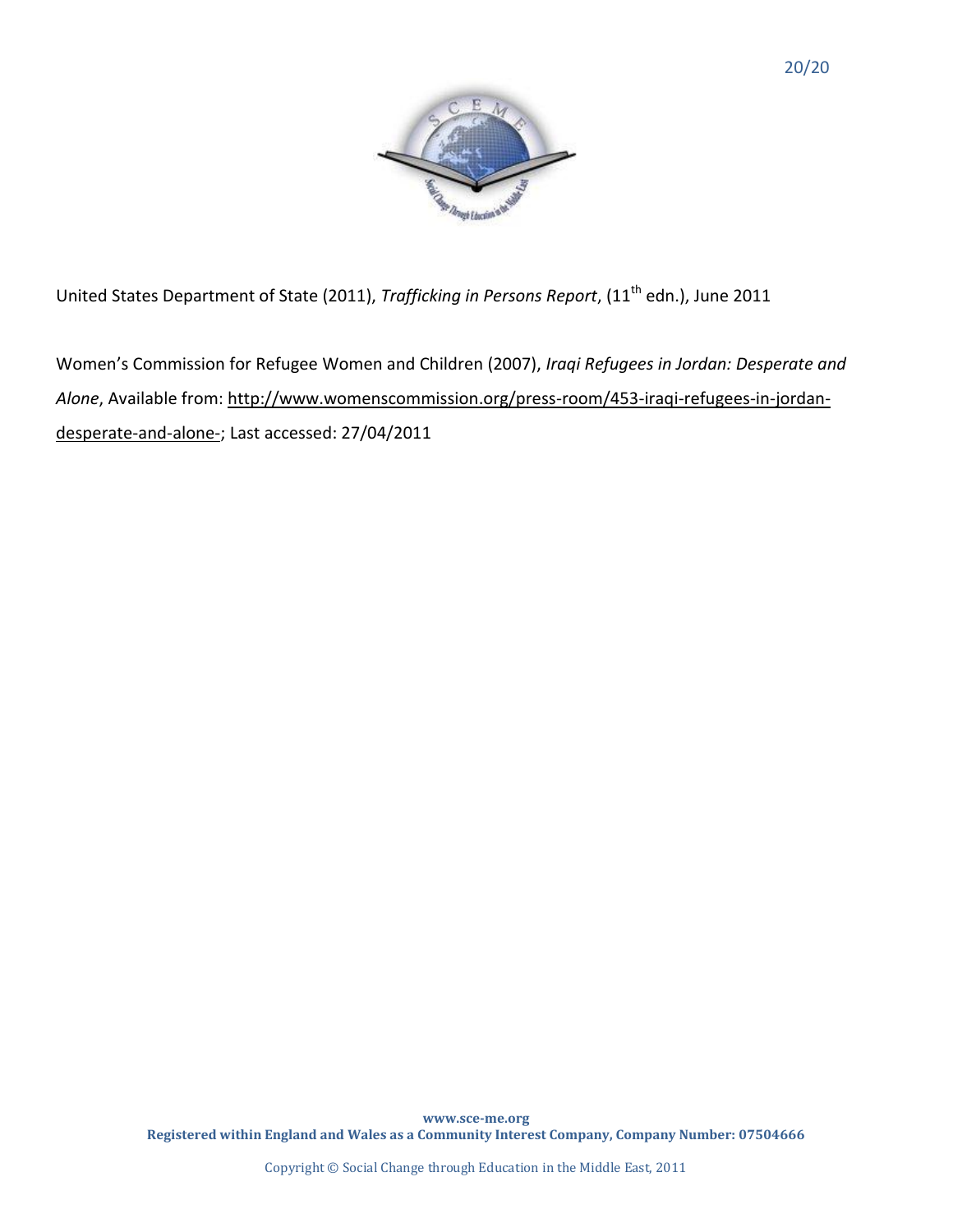United States Department of State (2011), *Trafficking in Persons Report*, (11th edn.), June 2011

Women's Commission for Refugee Women and Children (2007), *Iraqi Refugees in Jordan: Desperate and Alone*, Available from: http://www.womenscommission.org/press-room/453-iraqi-refugees-in-jordan-desperate-and-alone-; Last accessed: 27/04/2011